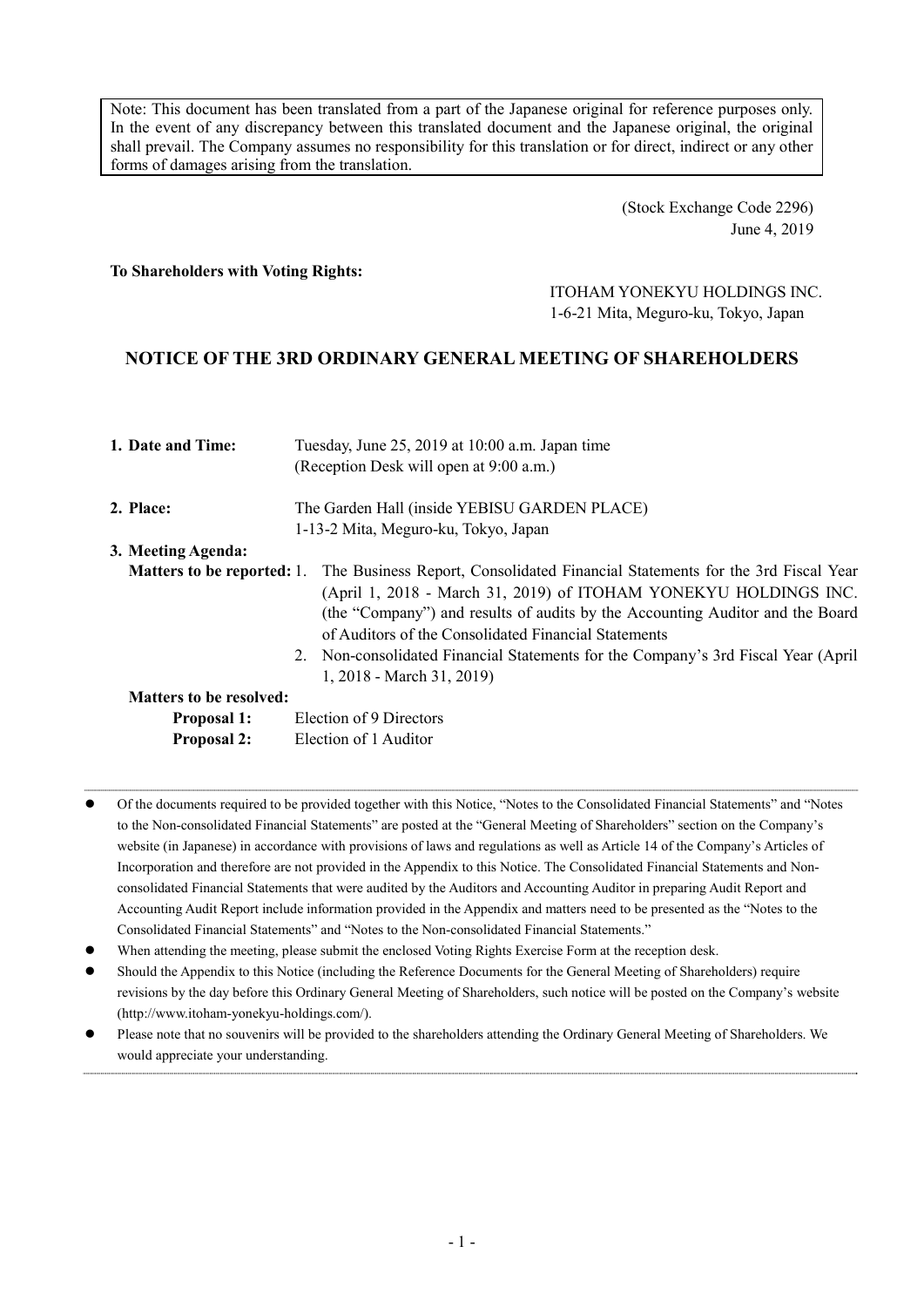Note: This document has been translated from a part of the Japanese original for reference purposes only. In the event of any discrepancy between this translated document and the Japanese original, the original shall prevail. The Company assumes no responsibility for this translation or for direct, indirect or any other forms of damages arising from the translation.

(Stock Exchange Code 2296)
June 4, 2019

**To Shareholders with Voting Rights:**

ITOHAM YONEKYU HOLDINGS INC.
1-6-21 Mita, Meguro-ku, Tokyo, Japan

# NOTICE OF THE 3RD ORDINARY GENERAL MEETING OF SHAREHOLDERS

**1. Date and Time:** Tuesday, June 25, 2019 at 10:00 a.m. Japan time
(Reception Desk will open at 9:00 a.m.)

**2. Place:** The Garden Hall (inside YEBISU GARDEN PLACE)
1-13-2 Mita, Meguro-ku, Tokyo, Japan

**3. Meeting Agenda:**

**Matters to be reported:**

1. The Business Report, Consolidated Financial Statements for the 3rd Fiscal Year (April 1, 2018 - March 31, 2019) of ITOHAM YONEKYU HOLDINGS INC. (the "Company") and results of audits by the Accounting Auditor and the Board of Auditors of the Consolidated Financial Statements
2. Non-consolidated Financial Statements for the Company's 3rd Fiscal Year (April 1, 2018 - March 31, 2019)

**Matters to be resolved:**

**Proposal 1:** Election of 9 Directors

**Proposal 2:** Election of 1 Auditor

- Of the documents required to be provided together with this Notice, "Notes to the Consolidated Financial Statements" and "Notes to the Non-consolidated Financial Statements" are posted at the "General Meeting of Shareholders" section on the Company's website (in Japanese) in accordance with provisions of laws and regulations as well as Article 14 of the Company's Articles of Incorporation and therefore are not provided in the Appendix to this Notice. The Consolidated Financial Statements and Non-consolidated Financial Statements that were audited by the Auditors and Accounting Auditor in preparing Audit Report and Accounting Audit Report include information provided in the Appendix and matters need to be presented as the "Notes to the Consolidated Financial Statements" and "Notes to the Non-consolidated Financial Statements."
- When attending the meeting, please submit the enclosed Voting Rights Exercise Form at the reception desk.
- Should the Appendix to this Notice (including the Reference Documents for the General Meeting of Shareholders) require revisions by the day before this Ordinary General Meeting of Shareholders, such notice will be posted on the Company's website (http://www.itoham-yonekyu-holdings.com/).
- Please note that no souvenirs will be provided to the shareholders attending the Ordinary General Meeting of Shareholders. We would appreciate your understanding.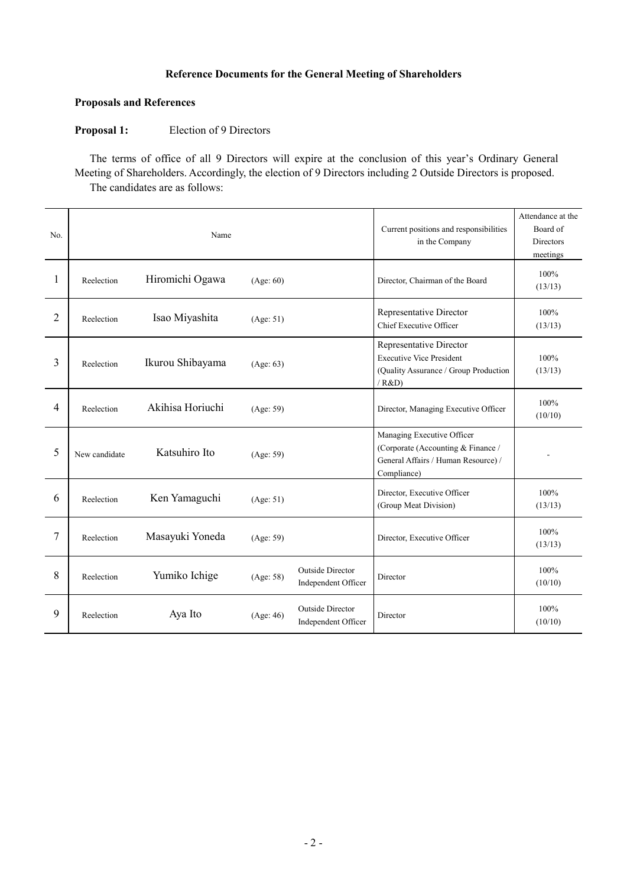**Reference Documents for the General Meeting of Shareholders**

**Proposals and References**

**Proposal 1:** Election of 9 Directors

The terms of office of all 9 Directors will expire at the conclusion of this year's Ordinary General Meeting of Shareholders. Accordingly, the election of 9 Directors including 2 Outside Directors is proposed.

The candidates are as follows:

| No. | Name | | | | Current positions and responsibilities in the Company | Attendance at the Board of Directors meetings |
|---|---|---|---|---|---|---|
| 1 | Reelection | Hiromichi Ogawa | (Age: 60) | | Director, Chairman of the Board | 100% (13/13) |
| 2 | Reelection | Isao Miyashita | (Age: 51) | | Representative Director Chief Executive Officer | 100% (13/13) |
| 3 | Reelection | Ikurou Shibayama | (Age: 63) | | Representative Director Executive Vice President (Quality Assurance / Group Production / R&D) | 100% (13/13) |
| 4 | Reelection | Akihisa Horiuchi | (Age: 59) | | Director, Managing Executive Officer | 100% (10/10) |
| 5 | New candidate | Katsuhiro Ito | (Age: 59) | | Managing Executive Officer (Corporate (Accounting & Finance / General Affairs / Human Resource) / Compliance) | - |
| 6 | Reelection | Ken Yamaguchi | (Age: 51) | | Director, Executive Officer (Group Meat Division) | 100% (13/13) |
| 7 | Reelection | Masayuki Yoneda | (Age: 59) | | Director, Executive Officer | 100% (13/13) |
| 8 | Reelection | Yumiko Ichige | (Age: 58) | Outside Director Independent Officer | Director | 100% (10/10) |
| 9 | Reelection | Aya Ito | (Age: 46) | Outside Director Independent Officer | Director | 100% (10/10) |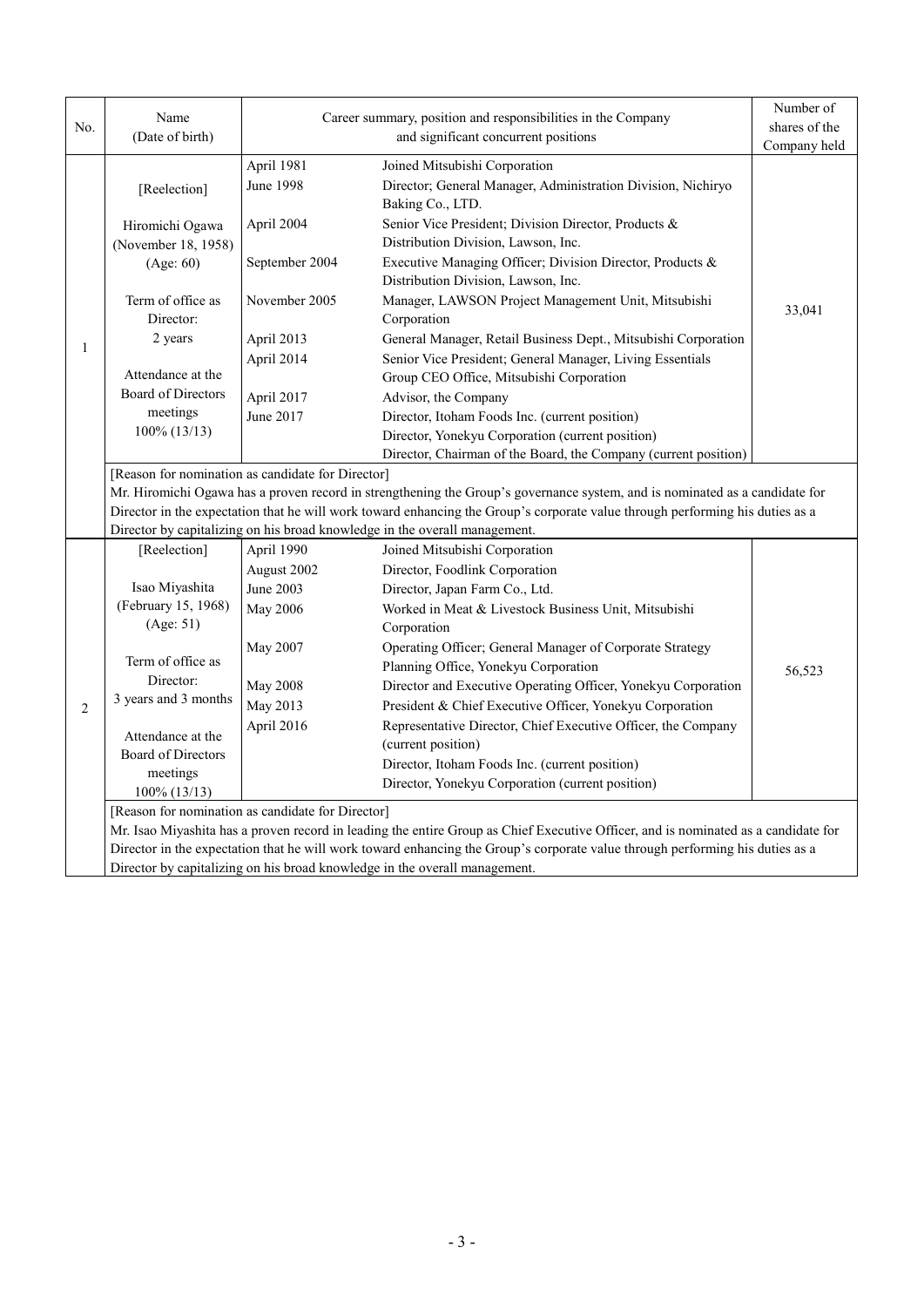| No. | Name (Date of birth) | Career summary, position and responsibilities in the Company and significant concurrent positions | | Number of shares of the Company held |
|---|---|---|---|---|
| 1 | [Reelection]<br><br>Hiromichi Ogawa (November 18, 1958) (Age: 60)<br><br>Term of office as Director: 2 years<br><br>Attendance at the Board of Directors meetings 100% (13/13) | April 1981 | Joined Mitsubishi Corporation | 33,041 |
| | | June 1998 | Director; General Manager, Administration Division, Nichiryo Baking Co., LTD. | |
| | | April 2004 | Senior Vice President; Division Director, Products & Distribution Division, Lawson, Inc. | |
| | | September 2004 | Executive Managing Officer; Division Director, Products & Distribution Division, Lawson, Inc. | |
| | | November 2005 | Manager, LAWSON Project Management Unit, Mitsubishi Corporation | |
| | | April 2013 | General Manager, Retail Business Dept., Mitsubishi Corporation | |
| | | April 2014 | Senior Vice President; General Manager, Living Essentials Group CEO Office, Mitsubishi Corporation | |
| | | April 2017 | Advisor, the Company | |
| | | June 2017 | Director, Itoham Foods Inc. (current position)<br>Director, Yonekyu Corporation (current position)<br>Director, Chairman of the Board, the Company (current position) | |
| | [Reason for nomination as candidate for Director]<br>Mr. Hiromichi Ogawa has a proven record in strengthening the Group's governance system, and is nominated as a candidate for Director in the expectation that he will work toward enhancing the Group's corporate value through performing his duties as a Director by capitalizing on his broad knowledge in the overall management. | | | |
| 2 | [Reelection]<br><br>Isao Miyashita (February 15, 1968) (Age: 51)<br><br>Term of office as Director: 3 years and 3 months<br><br>Attendance at the Board of Directors meetings 100% (13/13) | April 1990 | Joined Mitsubishi Corporation | 56,523 |
| | | August 2002 | Director, Foodlink Corporation | |
| | | June 2003 | Director, Japan Farm Co., Ltd. | |
| | | May 2006 | Worked in Meat & Livestock Business Unit, Mitsubishi Corporation | |
| | | May 2007 | Operating Officer; General Manager of Corporate Strategy Planning Office, Yonekyu Corporation | |
| | | May 2008 | Director and Executive Operating Officer, Yonekyu Corporation | |
| | | May 2013 | President & Chief Executive Officer, Yonekyu Corporation | |
| | | April 2016 | Representative Director, Chief Executive Officer, the Company (current position)<br>Director, Itoham Foods Inc. (current position)<br>Director, Yonekyu Corporation (current position) | |
| | [Reason for nomination as candidate for Director]<br>Mr. Isao Miyashita has a proven record in leading the entire Group as Chief Executive Officer, and is nominated as a candidate for Director in the expectation that he will work toward enhancing the Group's corporate value through performing his duties as a Director by capitalizing on his broad knowledge in the overall management. | | | |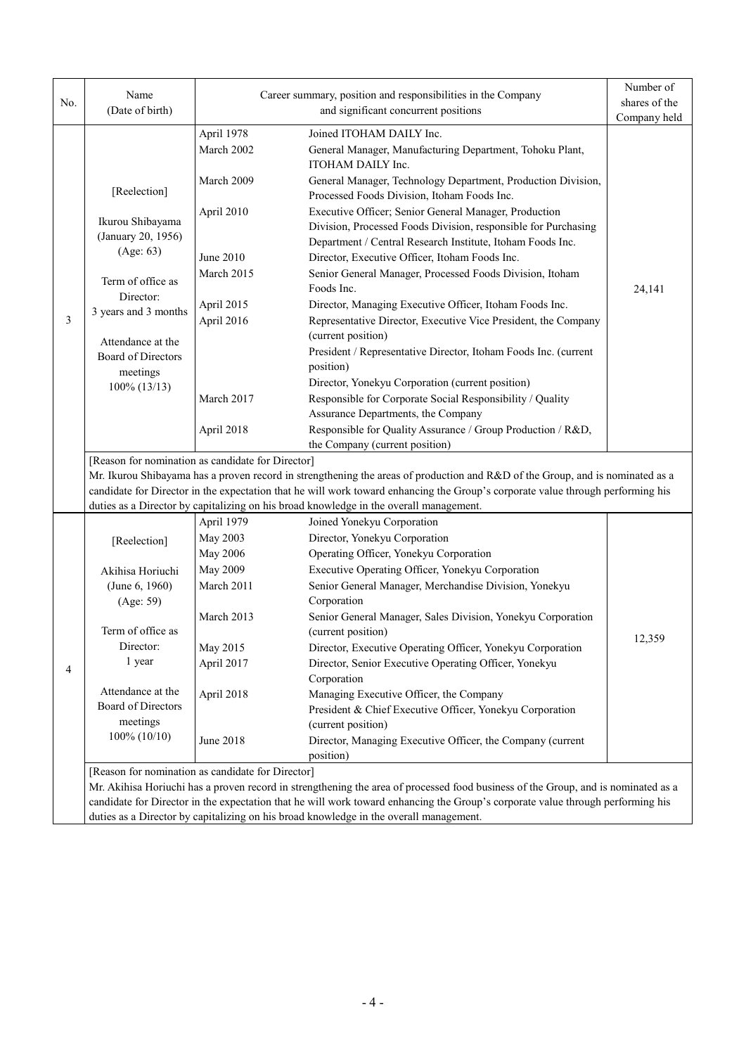| No. | Name (Date of birth) | Career summary, position and responsibilities in the Company and significant concurrent positions | | Number of shares of the Company held |
|---|---|---|---|---|
| 3 | [Reelection]<br><br>Ikurou Shibayama<br>(January 20, 1956)<br>(Age: 63)<br><br>Term of office as Director:<br>3 years and 3 months<br><br>Attendance at the Board of Directors meetings<br>100% (13/13) | April 1978 | Joined ITOHAM DAILY Inc. | 24,141 |
| | | March 2002 | General Manager, Manufacturing Department, Tohoku Plant, ITOHAM DAILY Inc. | |
| | | March 2009 | General Manager, Technology Department, Production Division, Processed Foods Division, Itoham Foods Inc. | |
| | | April 2010 | Executive Officer; Senior General Manager, Production Division, Processed Foods Division, responsible for Purchasing Department / Central Research Institute, Itoham Foods Inc. | |
| | | June 2010 | Director, Executive Officer, Itoham Foods Inc. | |
| | | March 2015 | Senior General Manager, Processed Foods Division, Itoham Foods Inc. | |
| | | April 2015 | Director, Managing Executive Officer, Itoham Foods Inc. | |
| | | April 2016 | Representative Director, Executive Vice President, the Company (current position)<br>President / Representative Director, Itoham Foods Inc. (current position)<br>Director, Yonekyu Corporation (current position) | |
| | | March 2017 | Responsible for Corporate Social Responsibility / Quality Assurance Departments, the Company | |
| | | April 2018 | Responsible for Quality Assurance / Group Production / R&D, the Company (current position) | |
| | [Reason for nomination as candidate for Director]<br>Mr. Ikurou Shibayama has a proven record in strengthening the areas of production and R&D of the Group, and is nominated as a candidate for Director in the expectation that he will work toward enhancing the Group's corporate value through performing his duties as a Director by capitalizing on his broad knowledge in the overall management. | | | |
| 4 | [Reelection]<br><br>Akihisa Horiuchi<br>(June 6, 1960)<br>(Age: 59)<br><br>Term of office as Director:<br>1 year<br><br>Attendance at the Board of Directors meetings<br>100% (10/10) | April 1979 | Joined Yonekyu Corporation | 12,359 |
| | | May 2003 | Director, Yonekyu Corporation | |
| | | May 2006 | Operating Officer, Yonekyu Corporation | |
| | | May 2009 | Executive Operating Officer, Yonekyu Corporation | |
| | | March 2011 | Senior General Manager, Merchandise Division, Yonekyu Corporation | |
| | | March 2013 | Senior General Manager, Sales Division, Yonekyu Corporation (current position) | |
| | | May 2015 | Director, Executive Operating Officer, Yonekyu Corporation | |
| | | April 2017 | Director, Senior Executive Operating Officer, Yonekyu Corporation | |
| | | April 2018 | Managing Executive Officer, the Company<br>President & Chief Executive Officer, Yonekyu Corporation (current position) | |
| | | June 2018 | Director, Managing Executive Officer, the Company (current position) | |
| | [Reason for nomination as candidate for Director]<br>Mr. Akihisa Horiuchi has a proven record in strengthening the area of processed food business of the Group, and is nominated as a candidate for Director in the expectation that he will work toward enhancing the Group's corporate value through performing his duties as a Director by capitalizing on his broad knowledge in the overall management. | | | |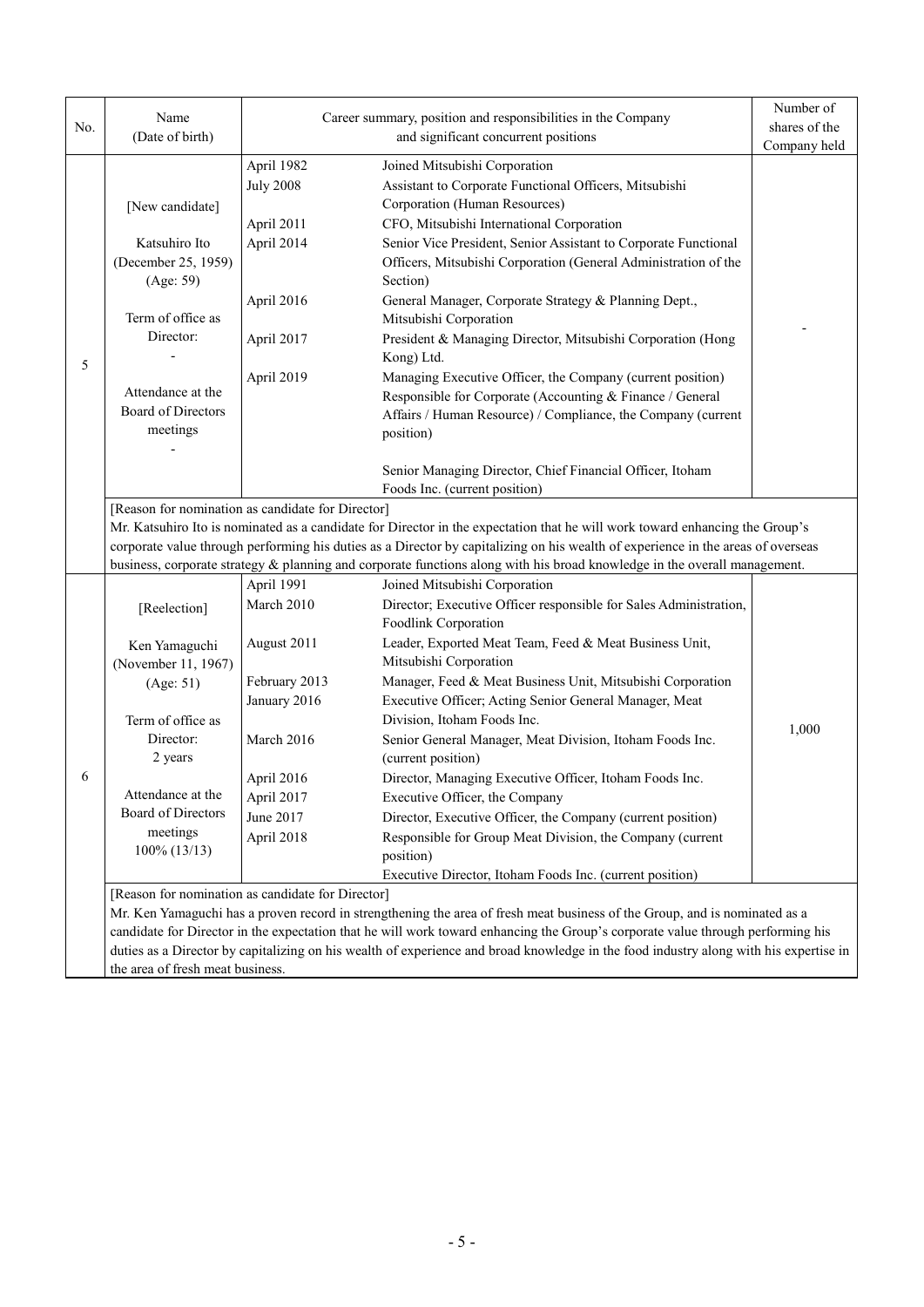| No. | Name (Date of birth) | Career summary, position and responsibilities in the Company and significant concurrent positions | | Number of shares of the Company held |
|---|---|---|---|---|
| 5 | [New candidate]<br><br>Katsuhiro Ito<br>(December 25, 1959)<br>(Age: 59)<br><br>Term of office as Director:<br>-<br><br>Attendance at the Board of Directors meetings<br>- | April 1982<br>July 2008<br><br>April 2011<br>April 2014<br><br><br>April 2016<br><br>April 2017<br><br>April 2019 | Joined Mitsubishi Corporation<br>Assistant to Corporate Functional Officers, Mitsubishi Corporation (Human Resources)<br>CFO, Mitsubishi International Corporation<br>Senior Vice President, Senior Assistant to Corporate Functional Officers, Mitsubishi Corporation (General Administration of the Section)<br>General Manager, Corporate Strategy & Planning Dept., Mitsubishi Corporation<br>President & Managing Director, Mitsubishi Corporation (Hong Kong) Ltd.<br>Managing Executive Officer, the Company (current position)<br>Responsible for Corporate (Accounting & Finance / General Affairs / Human Resource) / Compliance, the Company (current position)<br><br>Senior Managing Director, Chief Financial Officer, Itoham Foods Inc. (current position) | - |
| | [Reason for nomination as candidate for Director]<br>Mr. Katsuhiro Ito is nominated as a candidate for Director in the expectation that he will work toward enhancing the Group's corporate value through performing his duties as a Director by capitalizing on his wealth of experience in the areas of overseas business, corporate strategy & planning and corporate functions along with his broad knowledge in the overall management. | | | |
| 6 | [Reelection]<br><br>Ken Yamaguchi<br>(November 11, 1967)<br>(Age: 51)<br><br>Term of office as Director:<br>2 years<br><br>Attendance at the Board of Directors meetings<br>100% (13/13) | April 1991<br>March 2010<br><br>August 2011<br><br>February 2013<br>January 2016<br><br>March 2016<br><br>April 2016<br>April 2017<br>June 2017<br>April 2018 | Joined Mitsubishi Corporation<br>Director; Executive Officer responsible for Sales Administration, Foodlink Corporation<br>Leader, Exported Meat Team, Feed & Meat Business Unit, Mitsubishi Corporation<br>Manager, Feed & Meat Business Unit, Mitsubishi Corporation<br>Executive Officer; Acting Senior General Manager, Meat Division, Itoham Foods Inc.<br>Senior General Manager, Meat Division, Itoham Foods Inc. (current position)<br>Director, Managing Executive Officer, Itoham Foods Inc.<br>Executive Officer, the Company<br>Director, Executive Officer, the Company (current position)<br>Responsible for Group Meat Division, the Company (current position)<br>Executive Director, Itoham Foods Inc. (current position) | 1,000 |
| | [Reason for nomination as candidate for Director]<br>Mr. Ken Yamaguchi has a proven record in strengthening the area of fresh meat business of the Group, and is nominated as a candidate for Director in the expectation that he will work toward enhancing the Group's corporate value through performing his duties as a Director by capitalizing on his wealth of experience and broad knowledge in the food industry along with his expertise in the area of fresh meat business. | | | |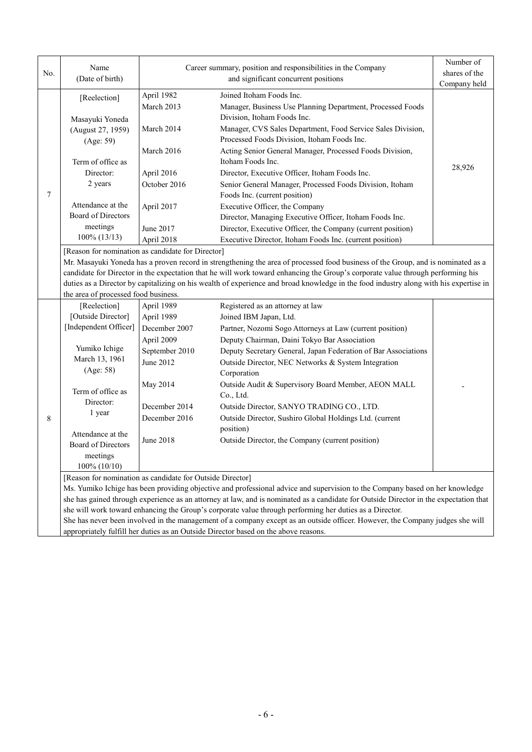| No. | Name (Date of birth) | Career summary, position and responsibilities in the Company and significant concurrent positions | | Number of shares of the Company held |
|---|---|---|---|---|
| 7 | [Reelection]<br><br>Masayuki Yoneda<br>(August 27, 1959)<br>(Age: 59)<br><br>Term of office as Director:<br>2 years<br><br>Attendance at the Board of Directors meetings<br>100% (13/13) | April 1982<br>March 2013<br><br>March 2014<br><br>March 2016<br><br>April 2016<br>October 2016<br><br>April 2017<br><br>June 2017<br>April 2018 | Joined Itoham Foods Inc.<br>Manager, Business Use Planning Department, Processed Foods Division, Itoham Foods Inc.<br>Manager, CVS Sales Department, Food Service Sales Division, Processed Foods Division, Itoham Foods Inc.<br>Acting Senior General Manager, Processed Foods Division, Itoham Foods Inc.<br>Director, Executive Officer, Itoham Foods Inc.<br>Senior General Manager, Processed Foods Division, Itoham Foods Inc. (current position)<br>Executive Officer, the Company<br>Director, Managing Executive Officer, Itoham Foods Inc.<br>Director, Executive Officer, the Company (current position)<br>Executive Director, Itoham Foods Inc. (current position) | 28,926 |
| | [Reason for nomination as candidate for Director]<br>Mr. Masayuki Yoneda has a proven record in strengthening the area of processed food business of the Group, and is nominated as a candidate for Director in the expectation that he will work toward enhancing the Group's corporate value through performing his duties as a Director by capitalizing on his wealth of experience and broad knowledge in the food industry along with his expertise in the area of processed food business. | | | |
| 8 | [Reelection]<br>[Outside Director]<br>[Independent Officer]<br><br>Yumiko Ichige<br>March 13, 1961<br>(Age: 58)<br><br>Term of office as Director:<br>1 year<br><br>Attendance at the Board of Directors meetings<br>100% (10/10) | April 1989<br>April 1989<br>December 2007<br>April 2009<br>September 2010<br>June 2012<br><br>May 2014<br><br>December 2014<br>December 2016<br><br>June 2018 | Registered as an attorney at law<br>Joined IBM Japan, Ltd.<br>Partner, Nozomi Sogo Attorneys at Law (current position)<br>Deputy Chairman, Daini Tokyo Bar Association<br>Deputy Secretary General, Japan Federation of Bar Associations<br>Outside Director, NEC Networks & System Integration Corporation<br>Outside Audit & Supervisory Board Member, AEON MALL Co., Ltd.<br>Outside Director, SANYO TRADING CO., LTD.<br>Outside Director, Sushiro Global Holdings Ltd. (current position)<br>Outside Director, the Company (current position) | - |
| | [Reason for nomination as candidate for Outside Director]<br>Ms. Yumiko Ichige has been providing objective and professional advice and supervision to the Company based on her knowledge she has gained through experience as an attorney at law, and is nominated as a candidate for Outside Director in the expectation that she will work toward enhancing the Group's corporate value through performing her duties as a Director.<br>She has never been involved in the management of a company except as an outside officer. However, the Company judges she will appropriately fulfill her duties as an Outside Director based on the above reasons. | | | |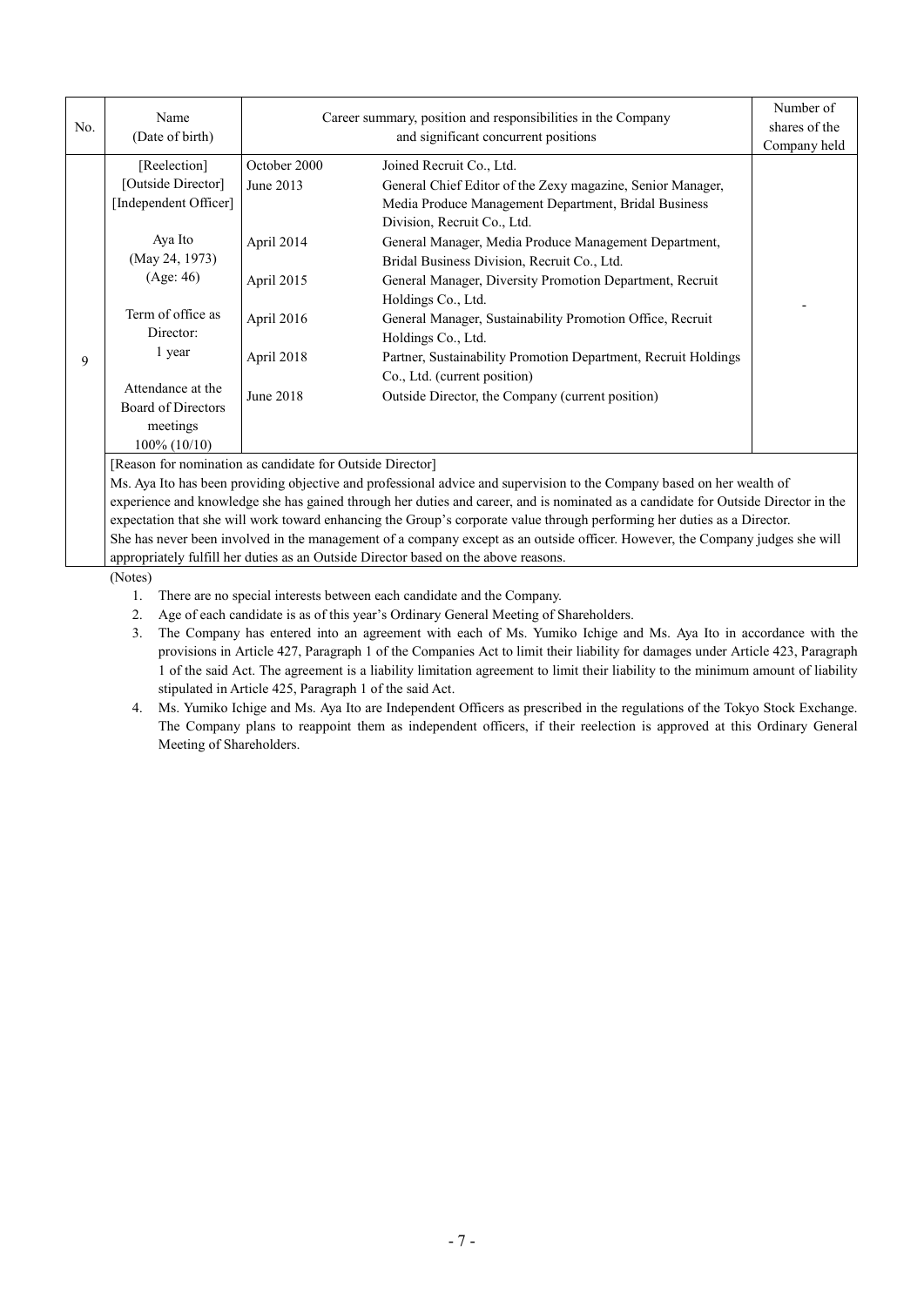| No. | Name (Date of birth) | Career summary, position and responsibilities in the Company and significant concurrent positions | | Number of shares of the Company held |
|---|---|---|---|---|
| 9 | [Reelection]<br>[Outside Director]<br>[Independent Officer]<br><br>Aya Ito<br>(May 24, 1973)<br>(Age: 46)<br><br>Term of office as Director:<br>1 year<br><br>Attendance at the Board of Directors meetings<br>100% (10/10) | October 2000<br>June 2013<br><br><br>April 2014<br><br>April 2015<br><br>April 2016<br><br>April 2018<br><br>June 2018 | Joined Recruit Co., Ltd.<br>General Chief Editor of the Zexy magazine, Senior Manager, Media Produce Management Department, Bridal Business Division, Recruit Co., Ltd.<br>General Manager, Media Produce Management Department, Bridal Business Division, Recruit Co., Ltd.<br>General Manager, Diversity Promotion Department, Recruit Holdings Co., Ltd.<br>General Manager, Sustainability Promotion Office, Recruit Holdings Co., Ltd.<br>Partner, Sustainability Promotion Department, Recruit Holdings Co., Ltd. (current position)<br>Outside Director, the Company (current position) | - |
| | [Reason for nomination as candidate for Outside Director]<br>Ms. Aya Ito has been providing objective and professional advice and supervision to the Company based on her wealth of experience and knowledge she has gained through her duties and career, and is nominated as a candidate for Outside Director in the expectation that she will work toward enhancing the Group's corporate value through performing her duties as a Director.<br>She has never been involved in the management of a company except as an outside officer. However, the Company judges she will appropriately fulfill her duties as an Outside Director based on the above reasons. | | | |

(Notes)

1. There are no special interests between each candidate and the Company.
2. Age of each candidate is as of this year's Ordinary General Meeting of Shareholders.
3. The Company has entered into an agreement with each of Ms. Yumiko Ichige and Ms. Aya Ito in accordance with the provisions in Article 427, Paragraph 1 of the Companies Act to limit their liability for damages under Article 423, Paragraph 1 of the said Act. The agreement is a liability limitation agreement to limit their liability to the minimum amount of liability stipulated in Article 425, Paragraph 1 of the said Act.
4. Ms. Yumiko Ichige and Ms. Aya Ito are Independent Officers as prescribed in the regulations of the Tokyo Stock Exchange. The Company plans to reappoint them as independent officers, if their reelection is approved at this Ordinary General Meeting of Shareholders.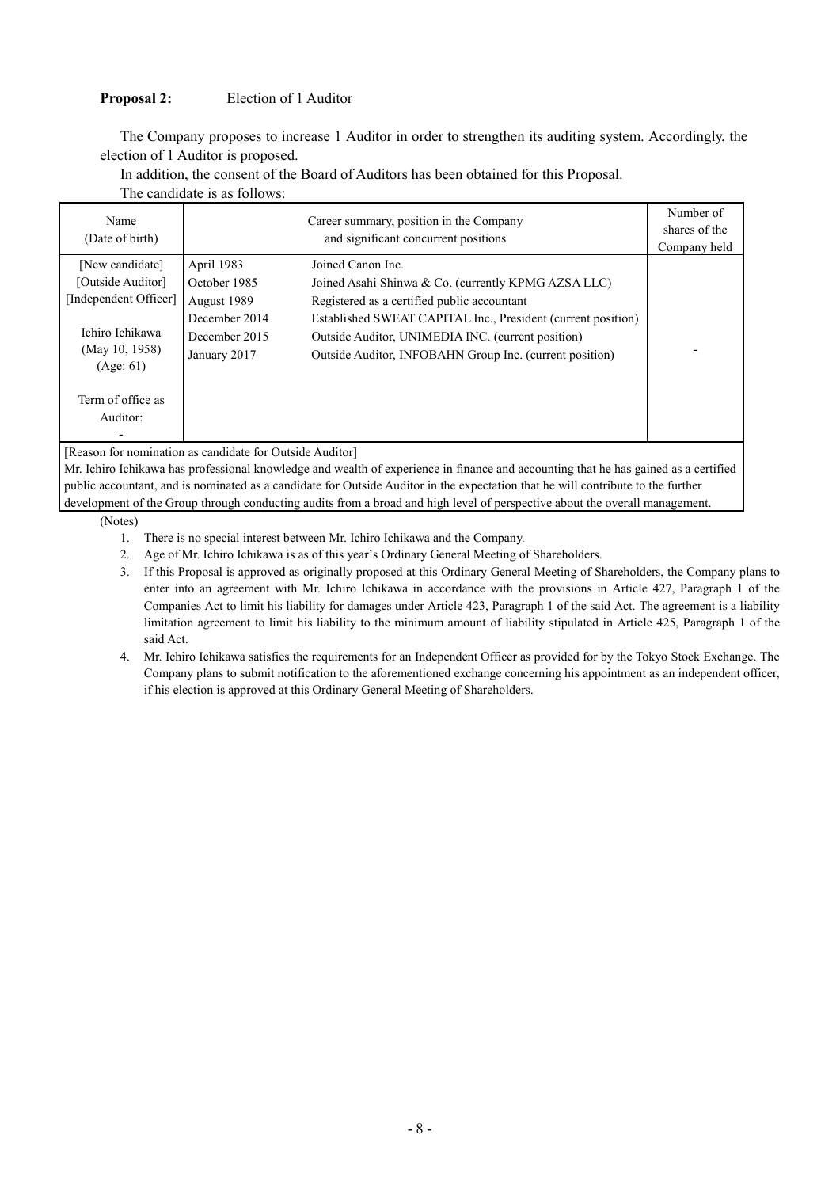**Proposal 2:** Election of 1 Auditor

The Company proposes to increase 1 Auditor in order to strengthen its auditing system. Accordingly, the election of 1 Auditor is proposed.

In addition, the consent of the Board of Auditors has been obtained for this Proposal.

The candidate is as follows:

| Name (Date of birth) | Career summary, position in the Company and significant concurrent positions | | Number of shares of the Company held |
|---|---|---|---|
| [New candidate] [Outside Auditor] [Independent Officer] Ichiro Ichikawa (May 10, 1958) (Age: 61) Term of office as Auditor: - | April 1983 | Joined Canon Inc. | - |
| | October 1985 | Joined Asahi Shinwa & Co. (currently KPMG AZSA LLC) | |
| | August 1989 | Registered as a certified public accountant | |
| | December 2014 | Established SWEAT CAPITAL Inc., President (current position) | |
| | December 2015 | Outside Auditor, UNIMEDIA INC. (current position) | |
| | January 2017 | Outside Auditor, INFOBAHN Group Inc. (current position) | |

[Reason for nomination as candidate for Outside Auditor]

Mr. Ichiro Ichikawa has professional knowledge and wealth of experience in finance and accounting that he has gained as a certified public accountant, and is nominated as a candidate for Outside Auditor in the expectation that he will contribute to the further development of the Group through conducting audits from a broad and high level of perspective about the overall management.

(Notes)

1. There is no special interest between Mr. Ichiro Ichikawa and the Company.
2. Age of Mr. Ichiro Ichikawa is as of this year's Ordinary General Meeting of Shareholders.
3. If this Proposal is approved as originally proposed at this Ordinary General Meeting of Shareholders, the Company plans to enter into an agreement with Mr. Ichiro Ichikawa in accordance with the provisions in Article 427, Paragraph 1 of the Companies Act to limit his liability for damages under Article 423, Paragraph 1 of the said Act. The agreement is a liability limitation agreement to limit his liability to the minimum amount of liability stipulated in Article 425, Paragraph 1 of the said Act.
4. Mr. Ichiro Ichikawa satisfies the requirements for an Independent Officer as provided for by the Tokyo Stock Exchange. The Company plans to submit notification to the aforementioned exchange concerning his appointment as an independent officer, if his election is approved at this Ordinary General Meeting of Shareholders.